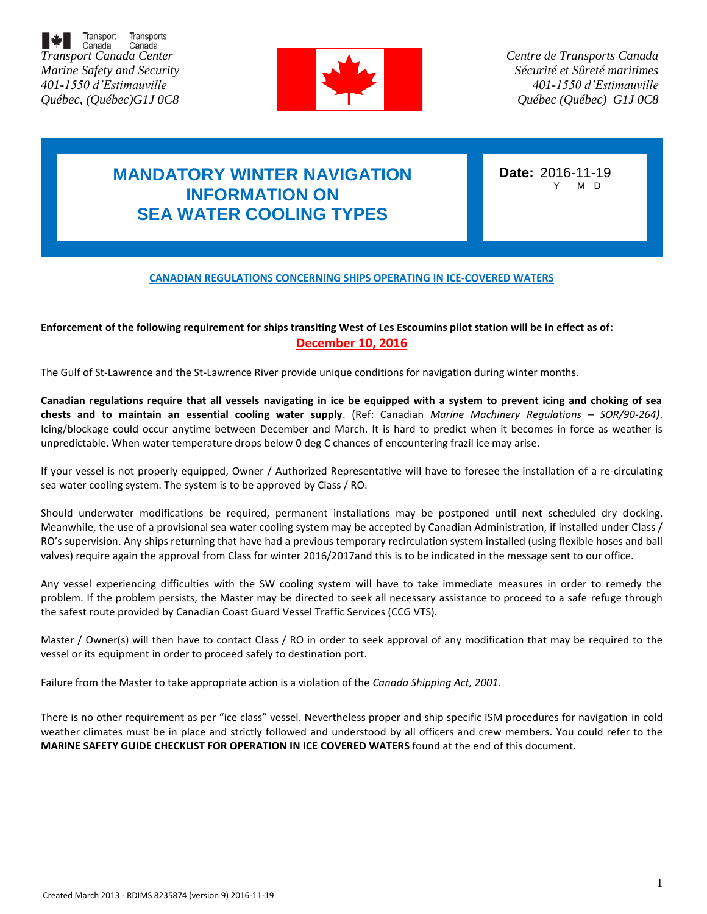Transport Canada / Transports Canada

*Transport Canada Center*
*Marine Safety and Security*
*401-1550 d'Estimauville*
*Québec, (Québec)G1J 0C8*

*Centre de Transports Canada*
*Sécurité et Sûreté maritimes*
*401-1550 d'Estimauville*
*Québec (Québec) G1J 0C8*

# MANDATORY WINTER NAVIGATION INFORMATION ON SEA WATER COOLING TYPES

**Date:** 2016-11-19 (Y M D)

**CANADIAN REGULATIONS CONCERNING SHIPS OPERATING IN ICE-COVERED WATERS**

**Enforcement of the following requirement for ships transiting West of Les Escoumins pilot station will be in effect as of:**

**December 10, 2016**

The Gulf of St-Lawrence and the St-Lawrence River provide unique conditions for navigation during winter months.

**Canadian regulations require that all vessels navigating in ice be equipped with a system to prevent icing and choking of sea chests and to maintain an essential cooling water supply**. (Ref: Canadian *Marine Machinery Regulations – SOR/90-264)*. Icing/blockage could occur anytime between December and March. It is hard to predict when it becomes in force as weather is unpredictable. When water temperature drops below 0 deg C chances of encountering frazil ice may arise.

If your vessel is not properly equipped, Owner / Authorized Representative will have to foresee the installation of a re-circulating sea water cooling system. The system is to be approved by Class / RO.

Should underwater modifications be required, permanent installations may be postponed until next scheduled dry docking. Meanwhile, the use of a provisional sea water cooling system may be accepted by Canadian Administration, if installed under Class / RO's supervision. Any ships returning that have had a previous temporary recirculation system installed (using flexible hoses and ball valves) require again the approval from Class for winter 2016/2017and this is to be indicated in the message sent to our office.

Any vessel experiencing difficulties with the SW cooling system will have to take immediate measures in order to remedy the problem. If the problem persists, the Master may be directed to seek all necessary assistance to proceed to a safe refuge through the safest route provided by Canadian Coast Guard Vessel Traffic Services (CCG VTS).

Master / Owner(s) will then have to contact Class / RO in order to seek approval of any modification that may be required to the vessel or its equipment in order to proceed safely to destination port.

Failure from the Master to take appropriate action is a violation of the *Canada Shipping Act, 2001*.

There is no other requirement as per "ice class" vessel. Nevertheless proper and ship specific ISM procedures for navigation in cold weather climates must be in place and strictly followed and understood by all officers and crew members. You could refer to the **MARINE SAFETY GUIDE CHECKLIST FOR OPERATION IN ICE COVERED WATERS** found at the end of this document.

Created March 2013 - RDIMS 8235874 (version 9) 2016-11-19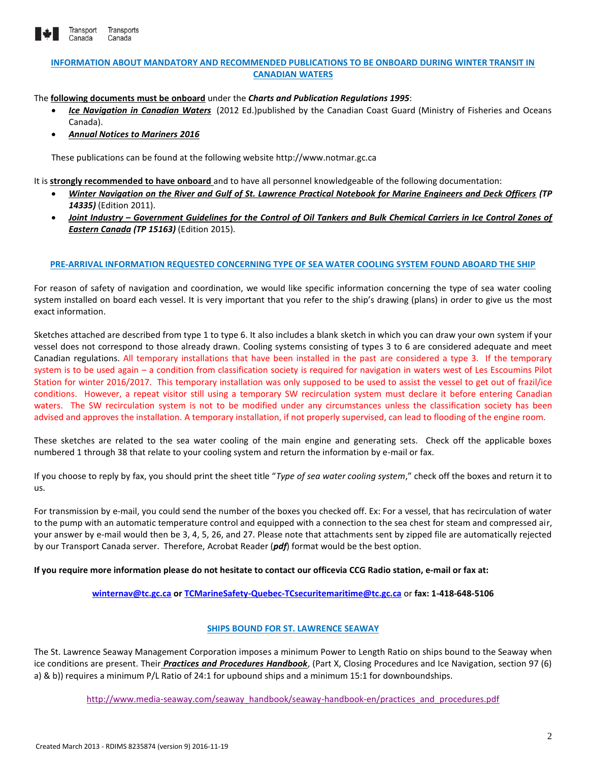## INFORMATION ABOUT MANDATORY AND RECOMMENDED PUBLICATIONS TO BE ONBOARD DURING WINTER TRANSIT IN CANADIAN WATERS

The **following documents must be onboard** under the ***Charts and Publication Regulations 1995***:

- ***Ice Navigation in Canadian Waters*** (2012 Ed.)published by the Canadian Coast Guard (Ministry of Fisheries and Oceans Canada).
- ***Annual Notices to Mariners 2016***

These publications can be found at the following website http://www.notmar.gc.ca

It is **strongly recommended to have onboard** and to have all personnel knowledgeable of the following documentation:

- ***Winter Navigation on the River and Gulf of St. Lawrence Practical Notebook for Marine Engineers and Deck Officers (TP 14335)*** (Edition 2011).
- ***Joint Industry – Government Guidelines for the Control of Oil Tankers and Bulk Chemical Carriers in Ice Control Zones of Eastern Canada (TP 15163)*** (Edition 2015).

## PRE-ARRIVAL INFORMATION REQUESTED CONCERNING TYPE OF SEA WATER COOLING SYSTEM FOUND ABOARD THE SHIP

For reason of safety of navigation and coordination, we would like specific information concerning the type of sea water cooling system installed on board each vessel. It is very important that you refer to the ship's drawing (plans) in order to give us the most exact information.

Sketches attached are described from type 1 to type 6. It also includes a blank sketch in which you can draw your own system if your vessel does not correspond to those already drawn. Cooling systems consisting of types 3 to 6 are considered adequate and meet Canadian regulations. All temporary installations that have been installed in the past are considered a type 3. If the temporary system is to be used again – a condition from classification society is required for navigation in waters west of Les Escoumins Pilot Station for winter 2016/2017. This temporary installation was only supposed to be used to assist the vessel to get out of frazil/ice conditions. However, a repeat visitor still using a temporary SW recirculation system must declare it before entering Canadian waters. The SW recirculation system is not to be modified under any circumstances unless the classification society has been advised and approves the installation. A temporary installation, if not properly supervised, can lead to flooding of the engine room.

These sketches are related to the sea water cooling of the main engine and generating sets. Check off the applicable boxes numbered 1 through 38 that relate to your cooling system and return the information by e-mail or fax.

If you choose to reply by fax, you should print the sheet title "*Type of sea water cooling system*," check off the boxes and return it to us.

For transmission by e-mail, you could send the number of the boxes you checked off. Ex: For a vessel, that has recirculation of water to the pump with an automatic temperature control and equipped with a connection to the sea chest for steam and compressed air, your answer by e-mail would then be 3, 4, 5, 26, and 27. Please note that attachments sent by zipped file are automatically rejected by our Transport Canada server. Therefore, Acrobat Reader (***pdf***) format would be the best option.

**If you require more information please do not hesitate to contact our officevia CCG Radio station, e-mail or fax at:**

winternav@tc.gc.ca **or** TCMarineSafety-Quebec-TCsecuritemaritime@tc.gc.ca or **fax: 1-418-648-5106**

## SHIPS BOUND FOR ST. LAWRENCE SEAWAY

The St. Lawrence Seaway Management Corporation imposes a minimum Power to Length Ratio on ships bound to the Seaway when ice conditions are present. Their ***Practices and Procedures Handbook***, (Part X, Closing Procedures and Ice Navigation, section 97 (6) a) & b)) requires a minimum P/L Ratio of 24:1 for upbound ships and a minimum 15:1 for downboundships.

http://www.media-seaway.com/seaway_handbook/seaway-handbook-en/practices_and_procedures.pdf

Created March 2013 - RDIMS 8235874 (version 9) 2016-11-19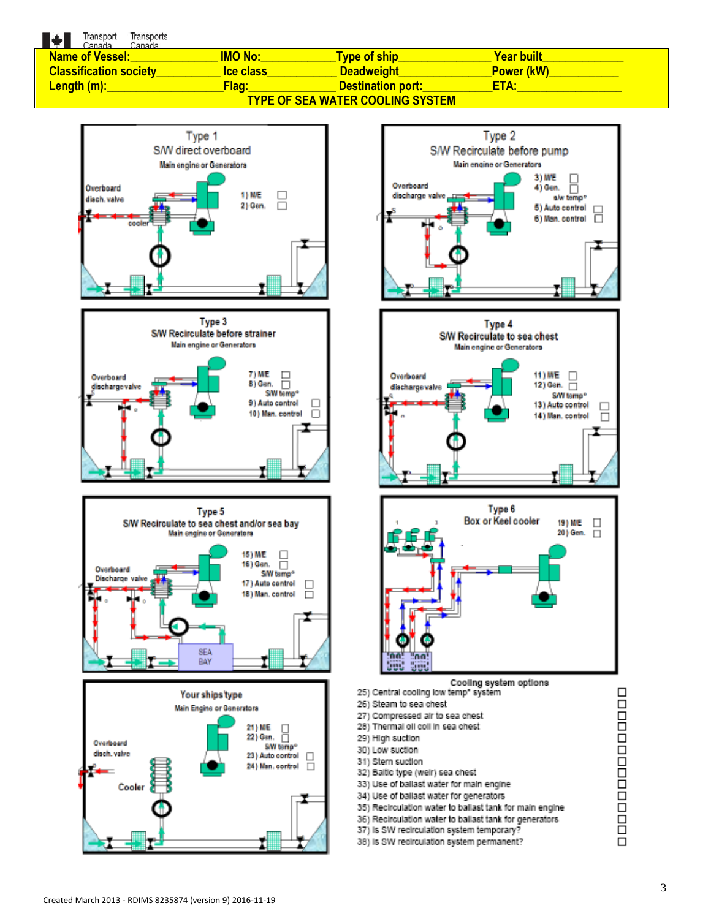Transport Canada Transports Canada

| Name of Vessel:_____________ | IMO No:___________ | Type of ship______________ | Year built____________ |
|---|---|---|---|
| Classification society__________ | Ice class___________ | Deadweight_____________ | Power (kW)___________ |
| Length (m):__________________ | Flag:______________ | Destination port:___________ | ETA:_________________ |

## TYPE OF SEA WATER COOLING SYSTEM

**Type 1**
S/W direct overboard
Main engine or Generators

Overboard disch. valve

cooler

1) M/E ☐
2) Gen. ☐

**Type 2**
S/W Recirculate before pump
Main engine or Generators

Overboard discharge valve

3) M/E ☐
4) Gen. ☐
s/w temp°
5) Auto control ☐
6) Man. control ☐

**Type 3**
S/W Recirculate before strainer
Main engine or Generators

Overboard discharge valve

7) M/E ☐
8) Gen. ☐
S/W temp°
9) Auto control ☐
10) Man. control ☐

**Type 4**
S/W Recirculate to sea chest
Main engine or Generators

Overboard discharge valve

11) M/E ☐
12) Gen. ☐
S/W temp°
13) Auto control ☐
14) Man. control ☐

**Type 5**
S/W Recirculate to sea chest and/or sea bay
Main engine or Generators

Overboard Discharge valve

SEA BAY

15) M/E ☐
16) Gen. ☐
S/W temp°
17) Auto control ☐
18) Man. control ☐

**Type 6**
Box or Keel cooler

19) M/E ☐
20) Gen. ☐

**Your ships type**
Main Engine or Generators

Overboard disch. valve

Cooler

21) M/E ☐
22) Gen. ☐
S/W temp°
23) Auto control ☐
24) Man. control ☐

**Cooling system options**

25) Central cooling low temp° system ☐
26) Steam to sea chest ☐
27) Compressed air to sea chest ☐
28) Thermal oil coil in sea chest ☐
29) High suction ☐
30) Low suction ☐
31) Stern suction ☐
32) Baltic type (weir) sea chest ☐
33) Use of ballast water for main engine ☐
34) Use of ballast water for generators ☐
35) Recirculation water to ballast tank for main engine ☐
36) Recirculation water to ballast tank for generators ☐
37) Is SW recirculation system temporary? ☐
38) Is SW recirculation system permanent? ☐

Created March 2013 - RDIMS 8235874 (version 9) 2016-11-19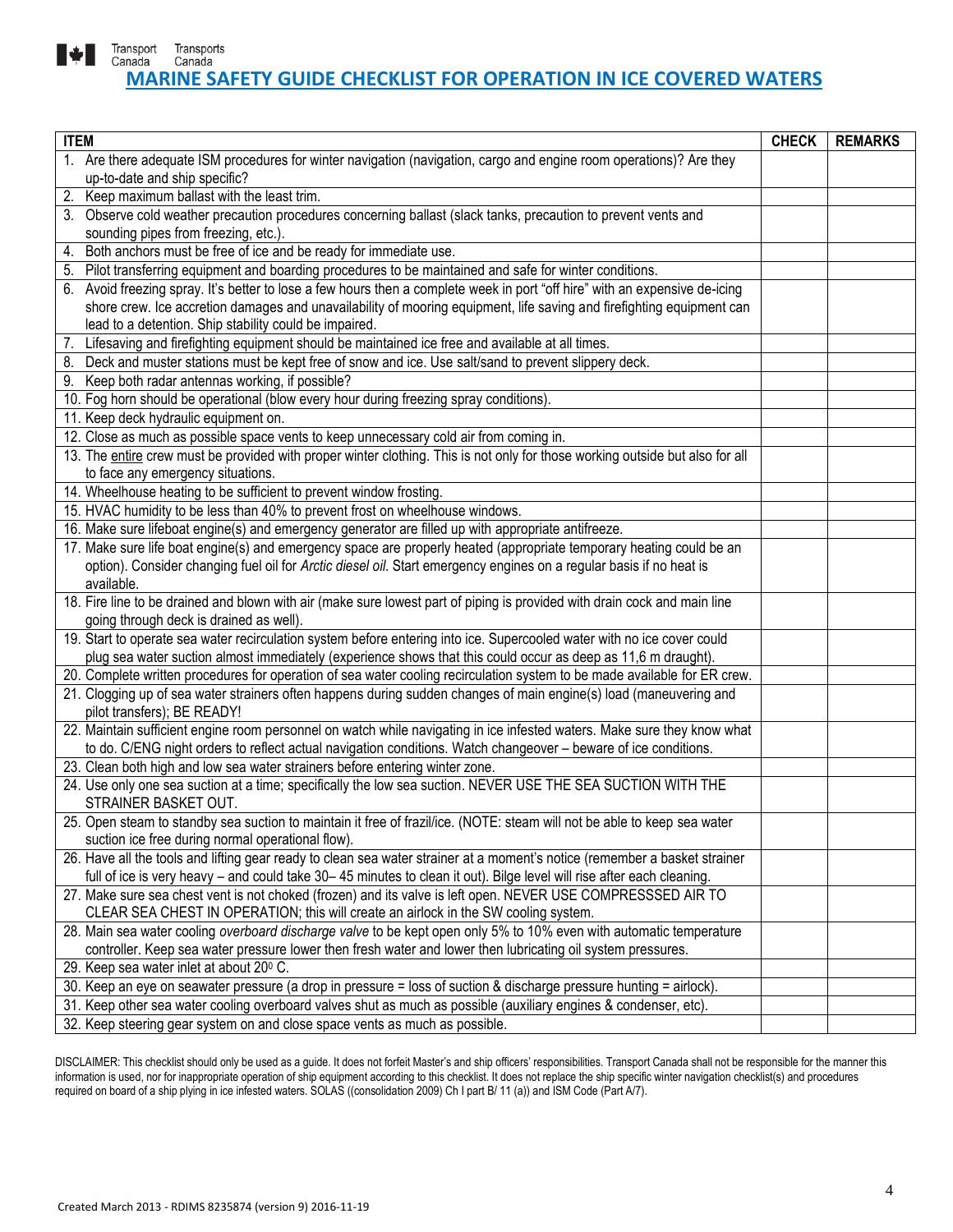Transport Canada / Transports Canada

# MARINE SAFETY GUIDE CHECKLIST FOR OPERATION IN ICE COVERED WATERS

| ITEM | CHECK | REMARKS |
|---|---|---|
| 1. Are there adequate ISM procedures for winter navigation (navigation, cargo and engine room operations)? Are they up-to-date and ship specific? | | |
| 2. Keep maximum ballast with the least trim. | | |
| 3. Observe cold weather precaution procedures concerning ballast (slack tanks, precaution to prevent vents and sounding pipes from freezing, etc.). | | |
| 4. Both anchors must be free of ice and be ready for immediate use. | | |
| 5. Pilot transferring equipment and boarding procedures to be maintained and safe for winter conditions. | | |
| 6. Avoid freezing spray. It's better to lose a few hours then a complete week in port "off hire" with an expensive de-icing shore crew. Ice accretion damages and unavailability of mooring equipment, life saving and firefighting equipment can lead to a detention. Ship stability could be impaired. | | |
| 7. Lifesaving and firefighting equipment should be maintained ice free and available at all times. | | |
| 8. Deck and muster stations must be kept free of snow and ice. Use salt/sand to prevent slippery deck. | | |
| 9. Keep both radar antennas working, if possible? | | |
| 10. Fog horn should be operational (blow every hour during freezing spray conditions). | | |
| 11. Keep deck hydraulic equipment on. | | |
| 12. Close as much as possible space vents to keep unnecessary cold air from coming in. | | |
| 13. The <u>entire</u> crew must be provided with proper winter clothing. This is not only for those working outside but also for all to face any emergency situations. | | |
| 14. Wheelhouse heating to be sufficient to prevent window frosting. | | |
| 15. HVAC humidity to be less than 40% to prevent frost on wheelhouse windows. | | |
| 16. Make sure lifeboat engine(s) and emergency generator are filled up with appropriate antifreeze. | | |
| 17. Make sure life boat engine(s) and emergency space are properly heated (appropriate temporary heating could be an option). Consider changing fuel oil for *Arctic diesel oil*. Start emergency engines on a regular basis if no heat is available. | | |
| 18. Fire line to be drained and blown with air (make sure lowest part of piping is provided with drain cock and main line going through deck is drained as well). | | |
| 19. Start to operate sea water recirculation system before entering into ice. Supercooled water with no ice cover could plug sea water suction almost immediately (experience shows that this could occur as deep as 11,6 m draught). | | |
| 20. Complete written procedures for operation of sea water cooling recirculation system to be made available for ER crew. | | |
| 21. Clogging up of sea water strainers often happens during sudden changes of main engine(s) load (maneuvering and pilot transfers); BE READY! | | |
| 22. Maintain sufficient engine room personnel on watch while navigating in ice infested waters. Make sure they know what to do. C/ENG night orders to reflect actual navigation conditions. Watch changeover – beware of ice conditions. | | |
| 23. Clean both high and low sea water strainers before entering winter zone. | | |
| 24. Use only one sea suction at a time; specifically the low sea suction. NEVER USE THE SEA SUCTION WITH THE STRAINER BASKET OUT. | | |
| 25. Open steam to standby sea suction to maintain it free of frazil/ice. (NOTE: steam will not be able to keep sea water suction ice free during normal operational flow). | | |
| 26. Have all the tools and lifting gear ready to clean sea water strainer at a moment's notice (remember a basket strainer full of ice is very heavy – and could take 30– 45 minutes to clean it out). Bilge level will rise after each cleaning. | | |
| 27. Make sure sea chest vent is not choked (frozen) and its valve is left open. NEVER USE COMPRESSSED AIR TO CLEAR SEA CHEST IN OPERATION; this will create an airlock in the SW cooling system. | | |
| 28. Main sea water cooling *overboard discharge valve* to be kept open only 5% to 10% even with automatic temperature controller. Keep sea water pressure lower then fresh water and lower then lubricating oil system pressures. | | |
| 29. Keep sea water inlet at about 20⁰ C. | | |
| 30. Keep an eye on seawater pressure (a drop in pressure = loss of suction & discharge pressure hunting = airlock). | | |
| 31. Keep other sea water cooling overboard valves shut as much as possible (auxiliary engines & condenser, etc). | | |
| 32. Keep steering gear system on and close space vents as much as possible. | | |

DISCLAIMER: This checklist should only be used as a guide. It does not forfeit Master's and ship officers' responsibilities. Transport Canada shall not be responsible for the manner this information is used, nor for inappropriate operation of ship equipment according to this checklist. It does not replace the ship specific winter navigation checklist(s) and procedures required on board of a ship plying in ice infested waters. SOLAS ((consolidation 2009) Ch I part B/ 11 (a)) and ISM Code (Part A/7).

Created March 2013 - RDIMS 8235874 (version 9) 2016-11-19